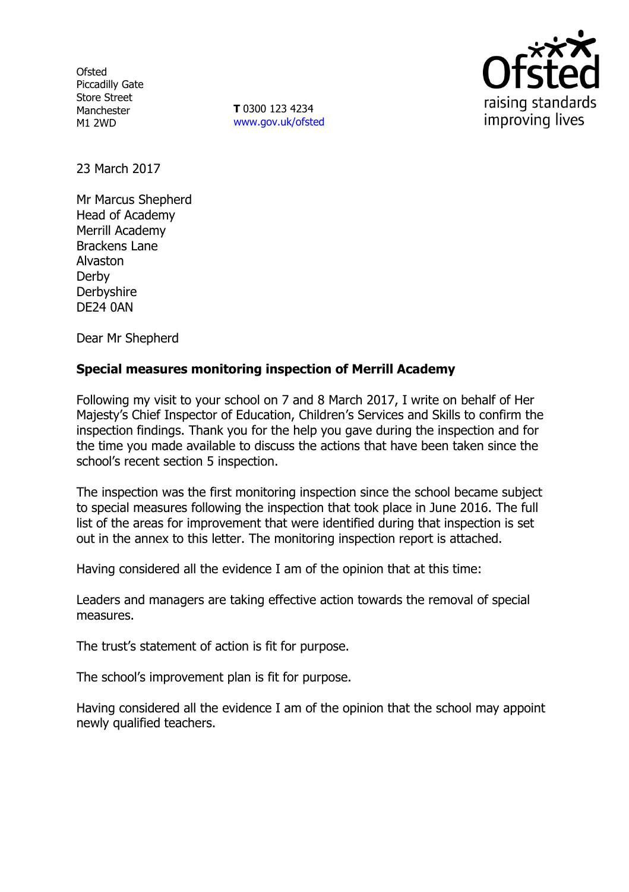Ofsted
Piccadilly Gate
Store Street
Manchester
M1 2WD

**T** 0300 123 4234
www.gov.uk/ofsted

23 March 2017

Mr Marcus Shepherd
Head of Academy
Merrill Academy
Brackens Lane
Alvaston
Derby
Derbyshire
DE24 0AN

Dear Mr Shepherd

**Special measures monitoring inspection of Merrill Academy**

Following my visit to your school on 7 and 8 March 2017, I write on behalf of Her Majesty's Chief Inspector of Education, Children's Services and Skills to confirm the inspection findings. Thank you for the help you gave during the inspection and for the time you made available to discuss the actions that have been taken since the school's recent section 5 inspection.

The inspection was the first monitoring inspection since the school became subject to special measures following the inspection that took place in June 2016. The full list of the areas for improvement that were identified during that inspection is set out in the annex to this letter. The monitoring inspection report is attached.

Having considered all the evidence I am of the opinion that at this time:

Leaders and managers are taking effective action towards the removal of special measures.

The trust's statement of action is fit for purpose.

The school's improvement plan is fit for purpose.

Having considered all the evidence I am of the opinion that the school may appoint newly qualified teachers.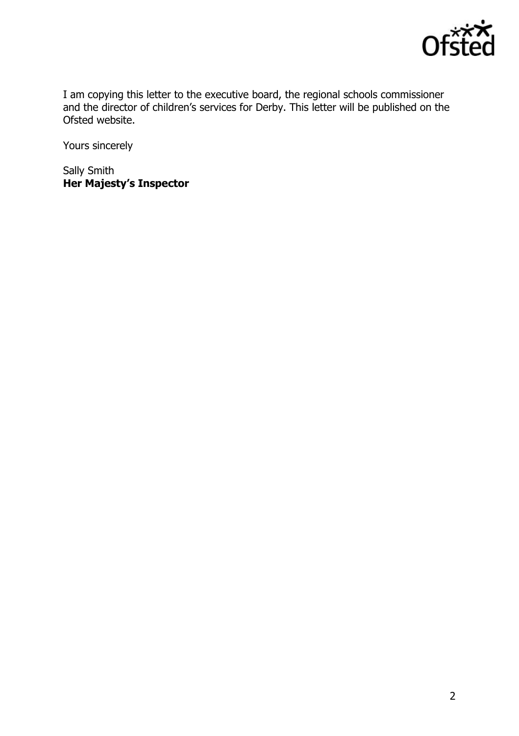I am copying this letter to the executive board, the regional schools commissioner and the director of children's services for Derby. This letter will be published on the Ofsted website.

Yours sincerely

Sally Smith
**Her Majesty's Inspector**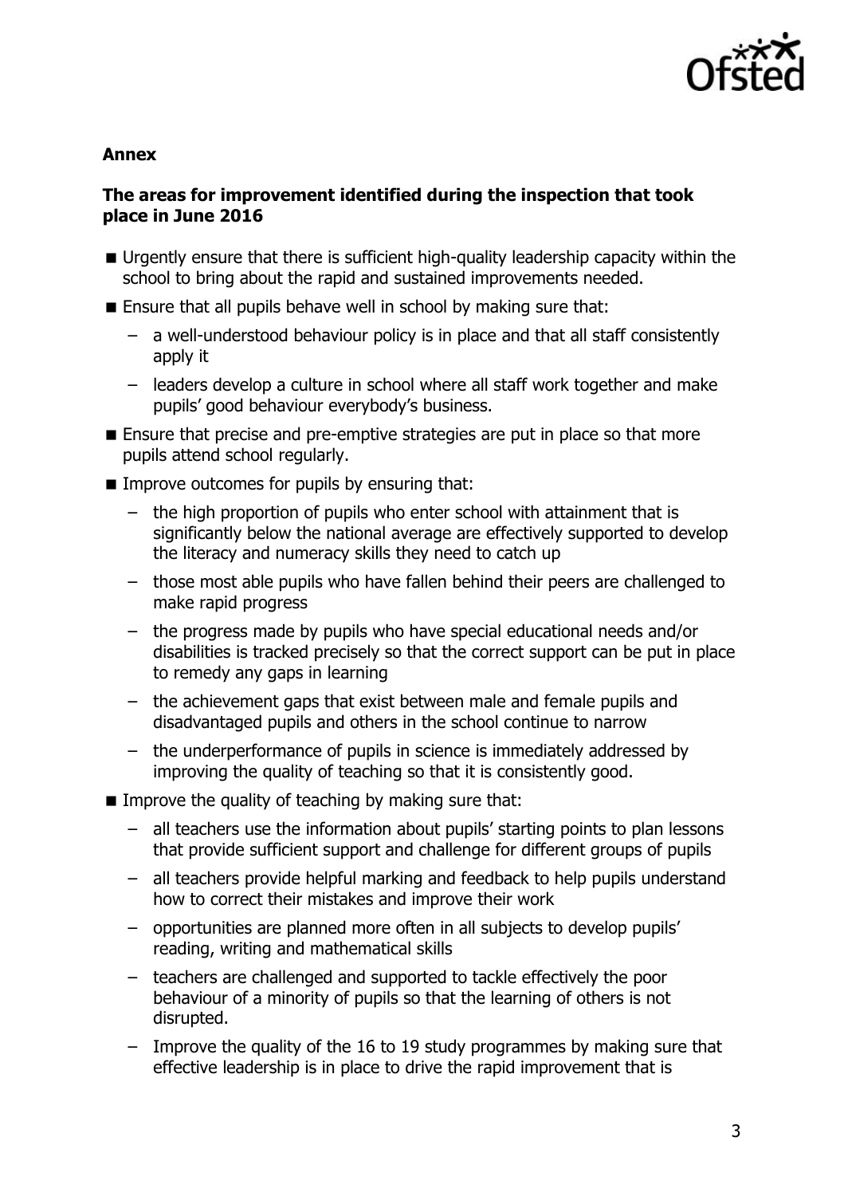**Annex**

**The areas for improvement identified during the inspection that took place in June 2016**

- Urgently ensure that there is sufficient high-quality leadership capacity within the school to bring about the rapid and sustained improvements needed.
- Ensure that all pupils behave well in school by making sure that:
  - a well-understood behaviour policy is in place and that all staff consistently apply it
  - leaders develop a culture in school where all staff work together and make pupils' good behaviour everybody's business.
- Ensure that precise and pre-emptive strategies are put in place so that more pupils attend school regularly.
- Improve outcomes for pupils by ensuring that:
  - the high proportion of pupils who enter school with attainment that is significantly below the national average are effectively supported to develop the literacy and numeracy skills they need to catch up
  - those most able pupils who have fallen behind their peers are challenged to make rapid progress
  - the progress made by pupils who have special educational needs and/or disabilities is tracked precisely so that the correct support can be put in place to remedy any gaps in learning
  - the achievement gaps that exist between male and female pupils and disadvantaged pupils and others in the school continue to narrow
  - the underperformance of pupils in science is immediately addressed by improving the quality of teaching so that it is consistently good.
- Improve the quality of teaching by making sure that:
  - all teachers use the information about pupils' starting points to plan lessons that provide sufficient support and challenge for different groups of pupils
  - all teachers provide helpful marking and feedback to help pupils understand how to correct their mistakes and improve their work
  - opportunities are planned more often in all subjects to develop pupils' reading, writing and mathematical skills
  - teachers are challenged and supported to tackle effectively the poor behaviour of a minority of pupils so that the learning of others is not disrupted.
  - Improve the quality of the 16 to 19 study programmes by making sure that effective leadership is in place to drive the rapid improvement that is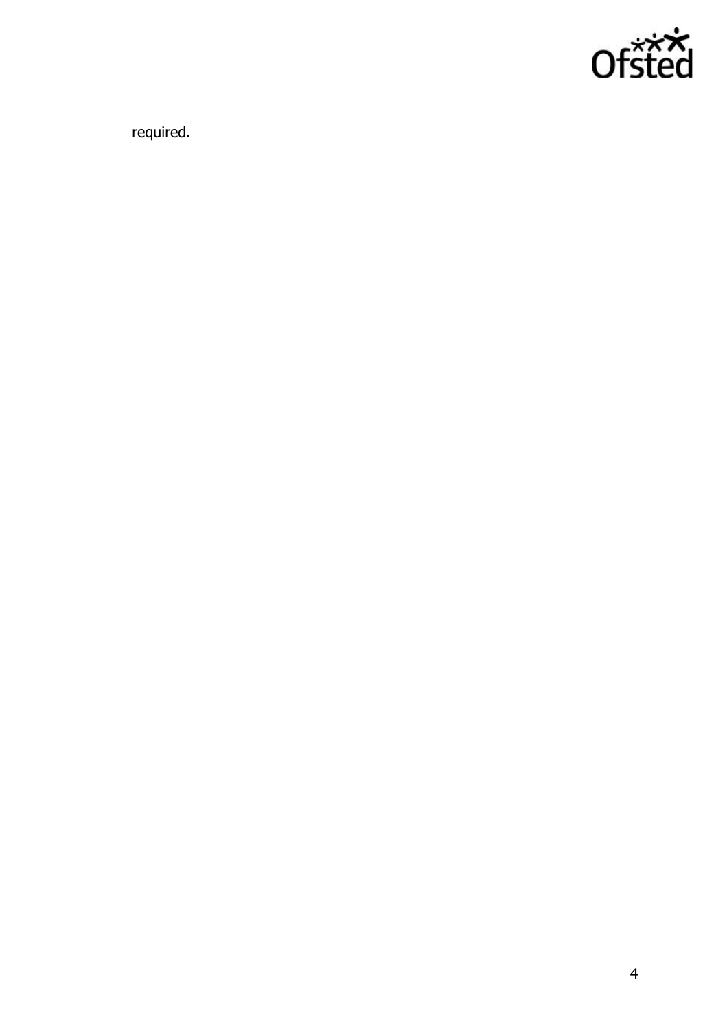required.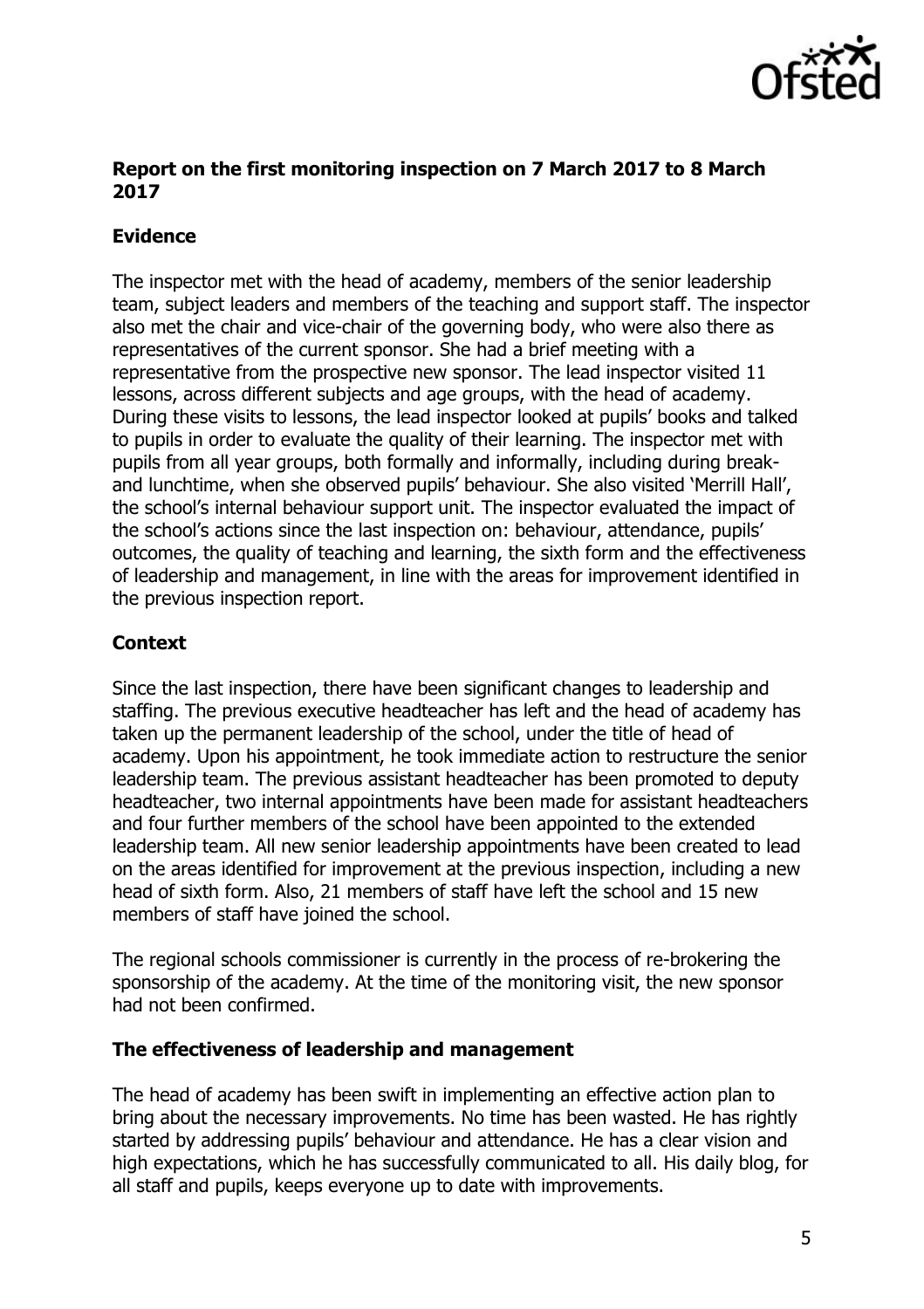## Report on the first monitoring inspection on 7 March 2017 to 8 March 2017

### Evidence

The inspector met with the head of academy, members of the senior leadership team, subject leaders and members of the teaching and support staff. The inspector also met the chair and vice-chair of the governing body, who were also there as representatives of the current sponsor. She had a brief meeting with a representative from the prospective new sponsor. The lead inspector visited 11 lessons, across different subjects and age groups, with the head of academy. During these visits to lessons, the lead inspector looked at pupils' books and talked to pupils in order to evaluate the quality of their learning. The inspector met with pupils from all year groups, both formally and informally, including during break- and lunchtime, when she observed pupils' behaviour. She also visited 'Merrill Hall', the school's internal behaviour support unit. The inspector evaluated the impact of the school's actions since the last inspection on: behaviour, attendance, pupils' outcomes, the quality of teaching and learning, the sixth form and the effectiveness of leadership and management, in line with the areas for improvement identified in the previous inspection report.

### Context

Since the last inspection, there have been significant changes to leadership and staffing. The previous executive headteacher has left and the head of academy has taken up the permanent leadership of the school, under the title of head of academy. Upon his appointment, he took immediate action to restructure the senior leadership team. The previous assistant headteacher has been promoted to deputy headteacher, two internal appointments have been made for assistant headteachers and four further members of the school have been appointed to the extended leadership team. All new senior leadership appointments have been created to lead on the areas identified for improvement at the previous inspection, including a new head of sixth form. Also, 21 members of staff have left the school and 15 new members of staff have joined the school.

The regional schools commissioner is currently in the process of re-brokering the sponsorship of the academy. At the time of the monitoring visit, the new sponsor had not been confirmed.

### The effectiveness of leadership and management

The head of academy has been swift in implementing an effective action plan to bring about the necessary improvements. No time has been wasted. He has rightly started by addressing pupils' behaviour and attendance. He has a clear vision and high expectations, which he has successfully communicated to all. His daily blog, for all staff and pupils, keeps everyone up to date with improvements.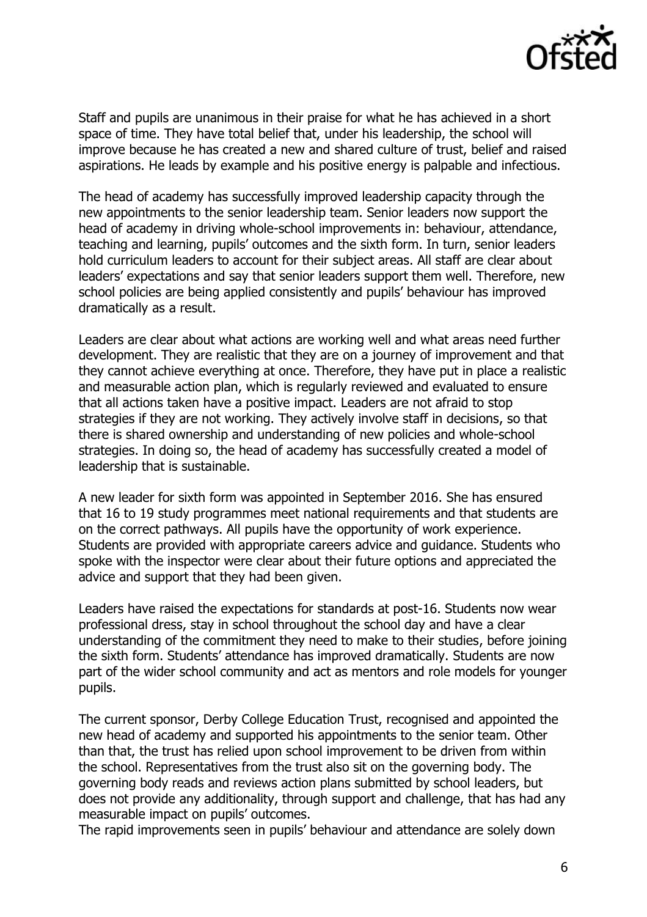Staff and pupils are unanimous in their praise for what he has achieved in a short space of time. They have total belief that, under his leadership, the school will improve because he has created a new and shared culture of trust, belief and raised aspirations. He leads by example and his positive energy is palpable and infectious.

The head of academy has successfully improved leadership capacity through the new appointments to the senior leadership team. Senior leaders now support the head of academy in driving whole-school improvements in: behaviour, attendance, teaching and learning, pupils' outcomes and the sixth form. In turn, senior leaders hold curriculum leaders to account for their subject areas. All staff are clear about leaders' expectations and say that senior leaders support them well. Therefore, new school policies are being applied consistently and pupils' behaviour has improved dramatically as a result.

Leaders are clear about what actions are working well and what areas need further development. They are realistic that they are on a journey of improvement and that they cannot achieve everything at once. Therefore, they have put in place a realistic and measurable action plan, which is regularly reviewed and evaluated to ensure that all actions taken have a positive impact. Leaders are not afraid to stop strategies if they are not working. They actively involve staff in decisions, so that there is shared ownership and understanding of new policies and whole-school strategies. In doing so, the head of academy has successfully created a model of leadership that is sustainable.

A new leader for sixth form was appointed in September 2016. She has ensured that 16 to 19 study programmes meet national requirements and that students are on the correct pathways. All pupils have the opportunity of work experience. Students are provided with appropriate careers advice and guidance. Students who spoke with the inspector were clear about their future options and appreciated the advice and support that they had been given.

Leaders have raised the expectations for standards at post-16. Students now wear professional dress, stay in school throughout the school day and have a clear understanding of the commitment they need to make to their studies, before joining the sixth form. Students' attendance has improved dramatically. Students are now part of the wider school community and act as mentors and role models for younger pupils.

The current sponsor, Derby College Education Trust, recognised and appointed the new head of academy and supported his appointments to the senior team. Other than that, the trust has relied upon school improvement to be driven from within the school. Representatives from the trust also sit on the governing body. The governing body reads and reviews action plans submitted by school leaders, but does not provide any additionality, through support and challenge, that has had any measurable impact on pupils' outcomes.

The rapid improvements seen in pupils' behaviour and attendance are solely down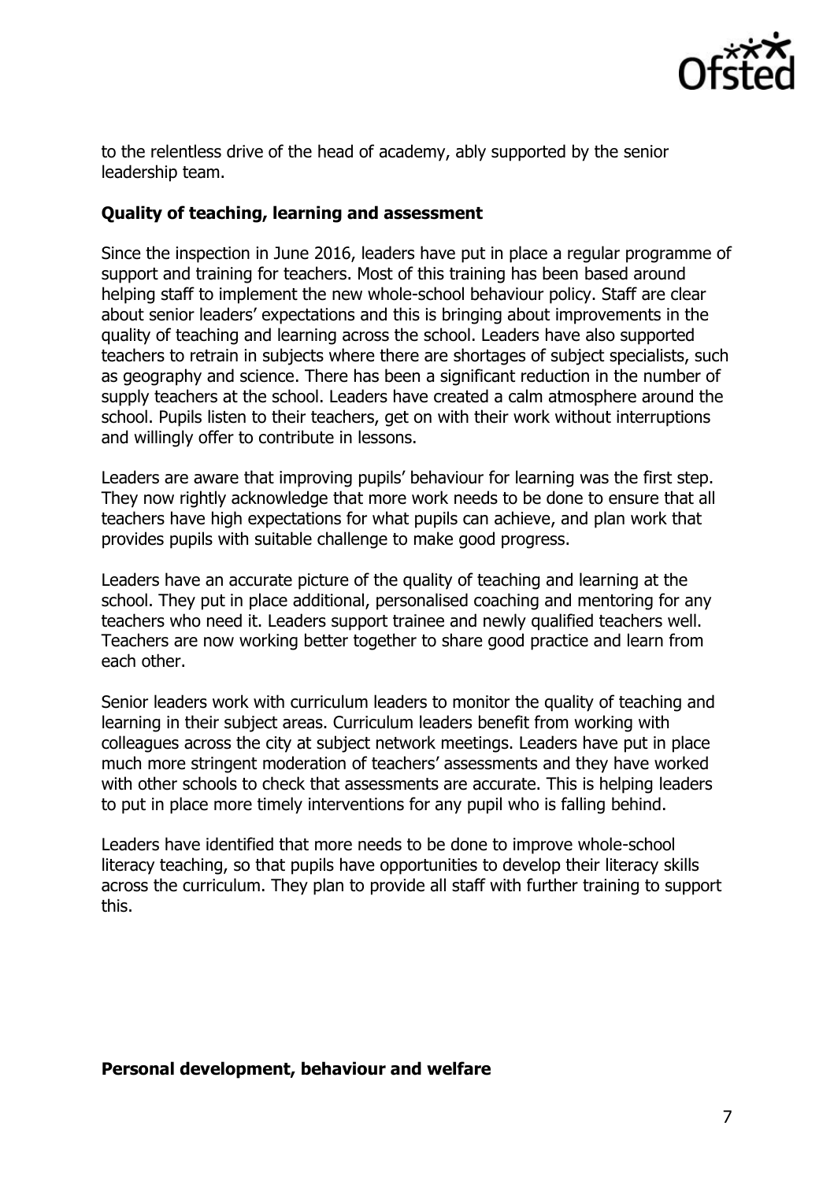to the relentless drive of the head of academy, ably supported by the senior leadership team.

**Quality of teaching, learning and assessment**

Since the inspection in June 2016, leaders have put in place a regular programme of support and training for teachers. Most of this training has been based around helping staff to implement the new whole-school behaviour policy. Staff are clear about senior leaders' expectations and this is bringing about improvements in the quality of teaching and learning across the school. Leaders have also supported teachers to retrain in subjects where there are shortages of subject specialists, such as geography and science. There has been a significant reduction in the number of supply teachers at the school. Leaders have created a calm atmosphere around the school. Pupils listen to their teachers, get on with their work without interruptions and willingly offer to contribute in lessons.

Leaders are aware that improving pupils' behaviour for learning was the first step. They now rightly acknowledge that more work needs to be done to ensure that all teachers have high expectations for what pupils can achieve, and plan work that provides pupils with suitable challenge to make good progress.

Leaders have an accurate picture of the quality of teaching and learning at the school. They put in place additional, personalised coaching and mentoring for any teachers who need it. Leaders support trainee and newly qualified teachers well. Teachers are now working better together to share good practice and learn from each other.

Senior leaders work with curriculum leaders to monitor the quality of teaching and learning in their subject areas. Curriculum leaders benefit from working with colleagues across the city at subject network meetings. Leaders have put in place much more stringent moderation of teachers' assessments and they have worked with other schools to check that assessments are accurate. This is helping leaders to put in place more timely interventions for any pupil who is falling behind.

Leaders have identified that more needs to be done to improve whole-school literacy teaching, so that pupils have opportunities to develop their literacy skills across the curriculum. They plan to provide all staff with further training to support this.

**Personal development, behaviour and welfare**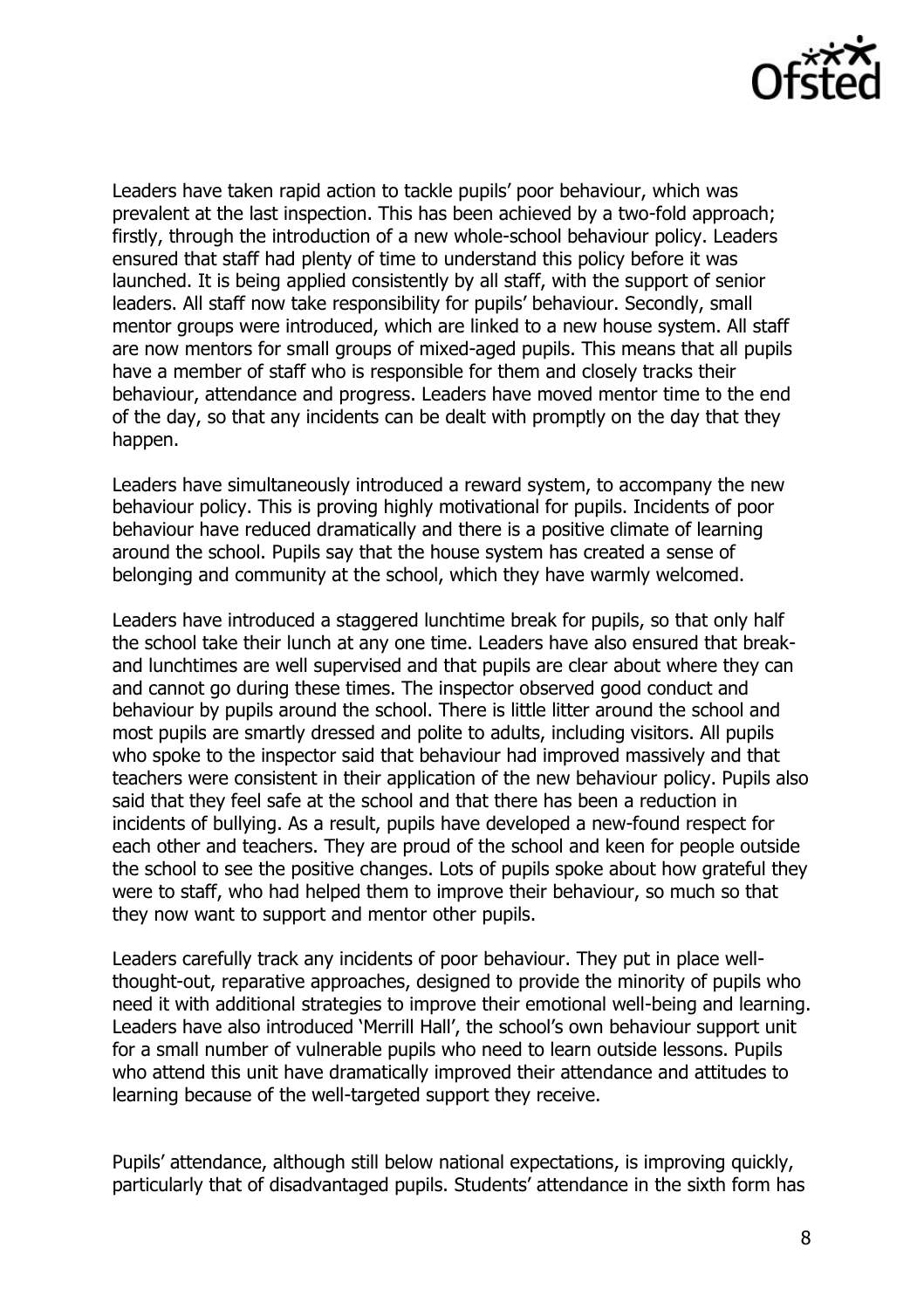Leaders have taken rapid action to tackle pupils' poor behaviour, which was prevalent at the last inspection. This has been achieved by a two-fold approach; firstly, through the introduction of a new whole-school behaviour policy. Leaders ensured that staff had plenty of time to understand this policy before it was launched. It is being applied consistently by all staff, with the support of senior leaders. All staff now take responsibility for pupils' behaviour. Secondly, small mentor groups were introduced, which are linked to a new house system. All staff are now mentors for small groups of mixed-aged pupils. This means that all pupils have a member of staff who is responsible for them and closely tracks their behaviour, attendance and progress. Leaders have moved mentor time to the end of the day, so that any incidents can be dealt with promptly on the day that they happen.

Leaders have simultaneously introduced a reward system, to accompany the new behaviour policy. This is proving highly motivational for pupils. Incidents of poor behaviour have reduced dramatically and there is a positive climate of learning around the school. Pupils say that the house system has created a sense of belonging and community at the school, which they have warmly welcomed.

Leaders have introduced a staggered lunchtime break for pupils, so that only half the school take their lunch at any one time. Leaders have also ensured that break- and lunchtimes are well supervised and that pupils are clear about where they can and cannot go during these times. The inspector observed good conduct and behaviour by pupils around the school. There is little litter around the school and most pupils are smartly dressed and polite to adults, including visitors. All pupils who spoke to the inspector said that behaviour had improved massively and that teachers were consistent in their application of the new behaviour policy. Pupils also said that they feel safe at the school and that there has been a reduction in incidents of bullying. As a result, pupils have developed a new-found respect for each other and teachers. They are proud of the school and keen for people outside the school to see the positive changes. Lots of pupils spoke about how grateful they were to staff, who had helped them to improve their behaviour, so much so that they now want to support and mentor other pupils.

Leaders carefully track any incidents of poor behaviour. They put in place well-thought-out, reparative approaches, designed to provide the minority of pupils who need it with additional strategies to improve their emotional well-being and learning. Leaders have also introduced 'Merrill Hall', the school's own behaviour support unit for a small number of vulnerable pupils who need to learn outside lessons. Pupils who attend this unit have dramatically improved their attendance and attitudes to learning because of the well-targeted support they receive.

Pupils' attendance, although still below national expectations, is improving quickly, particularly that of disadvantaged pupils. Students' attendance in the sixth form has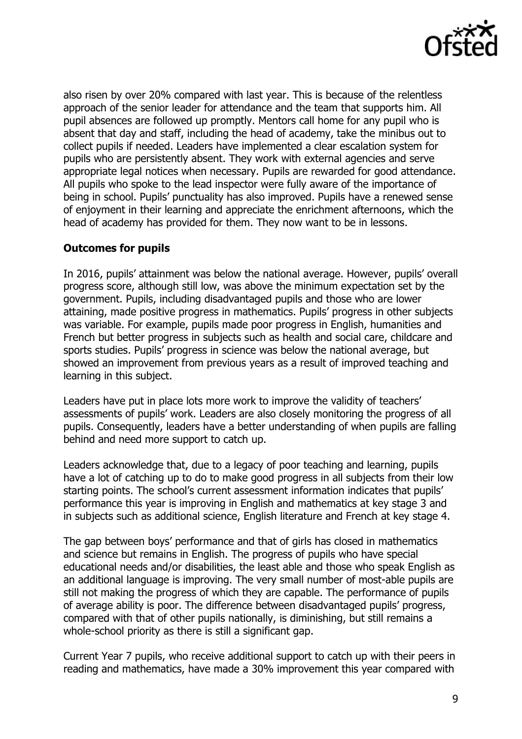also risen by over 20% compared with last year. This is because of the relentless approach of the senior leader for attendance and the team that supports him. All pupil absences are followed up promptly. Mentors call home for any pupil who is absent that day and staff, including the head of academy, take the minibus out to collect pupils if needed. Leaders have implemented a clear escalation system for pupils who are persistently absent. They work with external agencies and serve appropriate legal notices when necessary. Pupils are rewarded for good attendance. All pupils who spoke to the lead inspector were fully aware of the importance of being in school. Pupils' punctuality has also improved. Pupils have a renewed sense of enjoyment in their learning and appreciate the enrichment afternoons, which the head of academy has provided for them. They now want to be in lessons.

**Outcomes for pupils**

In 2016, pupils' attainment was below the national average. However, pupils' overall progress score, although still low, was above the minimum expectation set by the government. Pupils, including disadvantaged pupils and those who are lower attaining, made positive progress in mathematics. Pupils' progress in other subjects was variable. For example, pupils made poor progress in English, humanities and French but better progress in subjects such as health and social care, childcare and sports studies. Pupils' progress in science was below the national average, but showed an improvement from previous years as a result of improved teaching and learning in this subject.

Leaders have put in place lots more work to improve the validity of teachers' assessments of pupils' work. Leaders are also closely monitoring the progress of all pupils. Consequently, leaders have a better understanding of when pupils are falling behind and need more support to catch up.

Leaders acknowledge that, due to a legacy of poor teaching and learning, pupils have a lot of catching up to do to make good progress in all subjects from their low starting points. The school's current assessment information indicates that pupils' performance this year is improving in English and mathematics at key stage 3 and in subjects such as additional science, English literature and French at key stage 4.

The gap between boys' performance and that of girls has closed in mathematics and science but remains in English. The progress of pupils who have special educational needs and/or disabilities, the least able and those who speak English as an additional language is improving. The very small number of most-able pupils are still not making the progress of which they are capable. The performance of pupils of average ability is poor. The difference between disadvantaged pupils' progress, compared with that of other pupils nationally, is diminishing, but still remains a whole-school priority as there is still a significant gap.

Current Year 7 pupils, who receive additional support to catch up with their peers in reading and mathematics, have made a 30% improvement this year compared with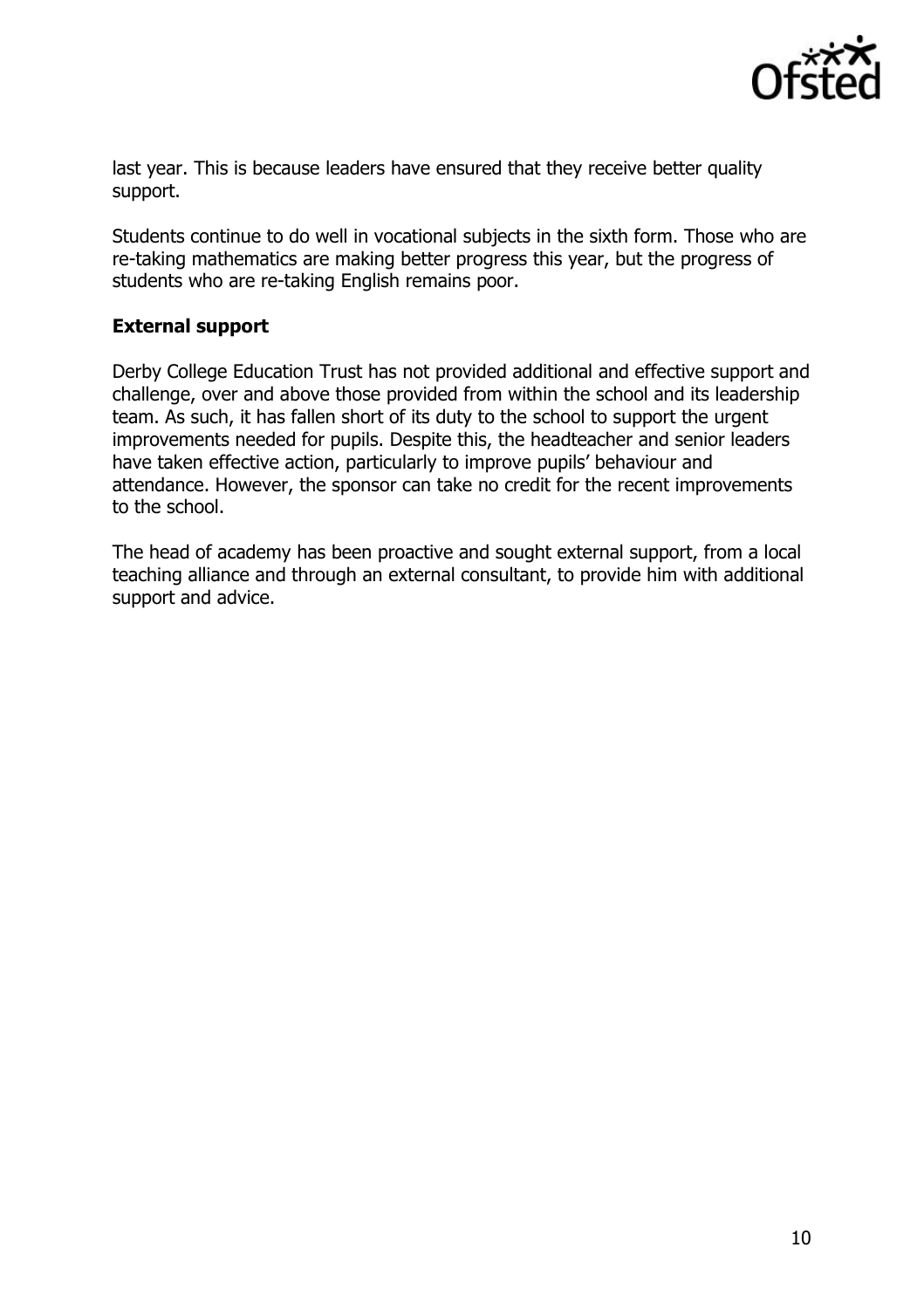last year. This is because leaders have ensured that they receive better quality support.

Students continue to do well in vocational subjects in the sixth form. Those who are re-taking mathematics are making better progress this year, but the progress of students who are re-taking English remains poor.

### External support

Derby College Education Trust has not provided additional and effective support and challenge, over and above those provided from within the school and its leadership team. As such, it has fallen short of its duty to the school to support the urgent improvements needed for pupils. Despite this, the headteacher and senior leaders have taken effective action, particularly to improve pupils' behaviour and attendance. However, the sponsor can take no credit for the recent improvements to the school.

The head of academy has been proactive and sought external support, from a local teaching alliance and through an external consultant, to provide him with additional support and advice.